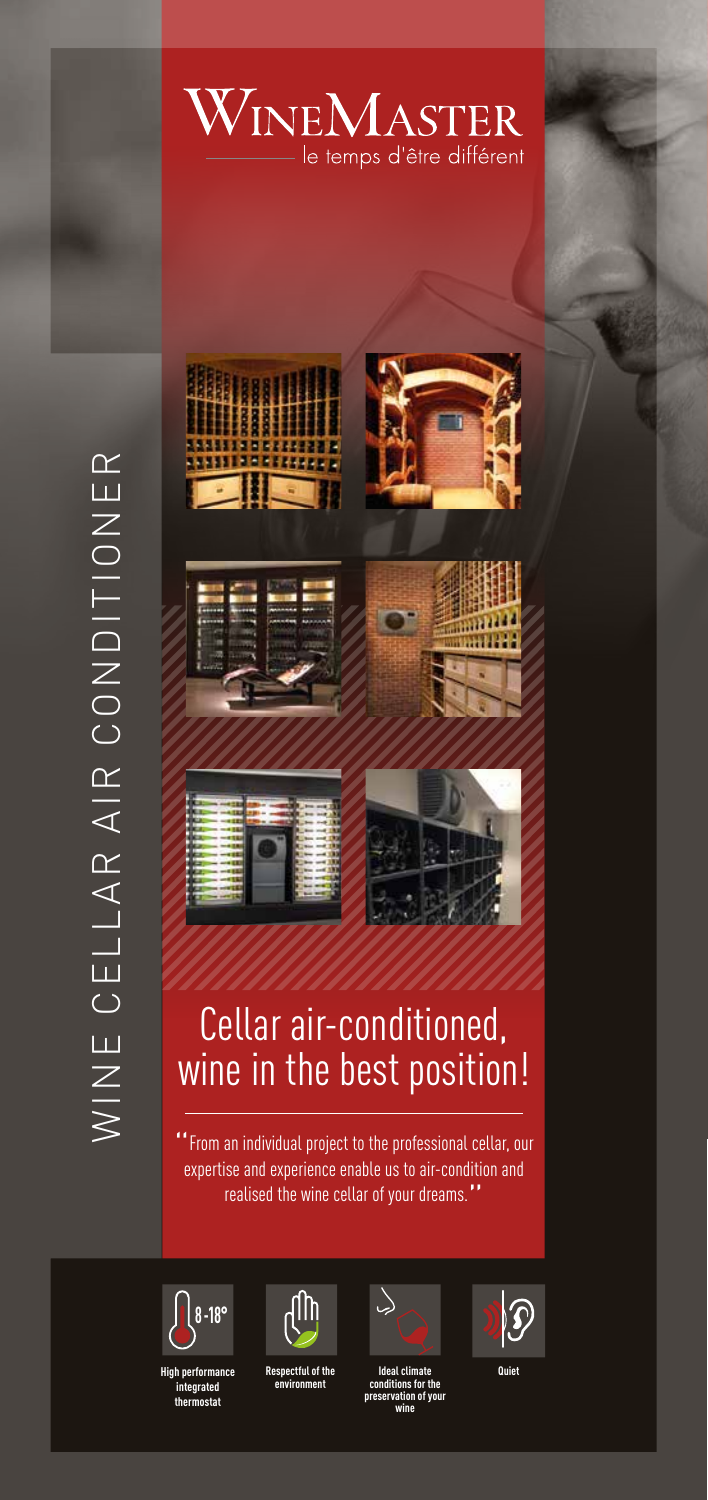# WINEMASTER

le temps d'être différent

WINE CELLAR AIR CONDITIONER

## Cellar air-conditioned, wine in the best position!

"From an individual project to the professional cellar, our expertise and experience enable us to air-condition and realised the wine cellar of your dreams."

8-18°

**High performance integrated thermostat**

**Respectful of the environment**

**Ideal climate conditions for the preservation of your wine**

**Quiet**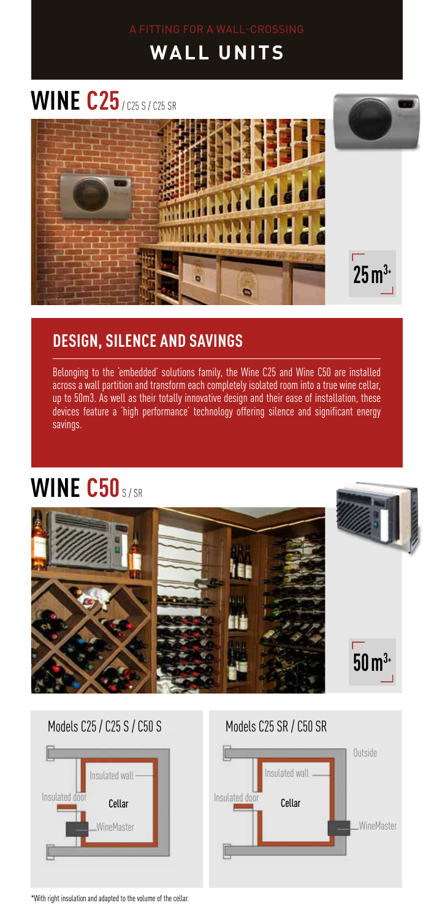A FITTING FOR A WALL-CROSSING

# WALL UNITS

## WINE C25 / C25 S / C25 SR

$25\,m^3$*

### DESIGN, SILENCE AND SAVINGS

Belonging to the 'embedded' solutions family, the Wine C25 and Wine C50 are installed across a wall partition and transform each completely isolated room into a true wine cellar, up to 50m3. As well as their totally innovative design and their ease of installation, these devices feature a 'high performance' technology offering silence and significant energy savings.

## WINE C50 S / SR

$50\,m^3$*

Models C25 / C25 S / C50 S

Insulated wall
Insulated door
Cellar
WineMaster

Models C25 SR / C50 SR

Outside
Insulated wall
Insulated door
Cellar
WineMaster

*With right insulation and adapted to the volume of the cellar.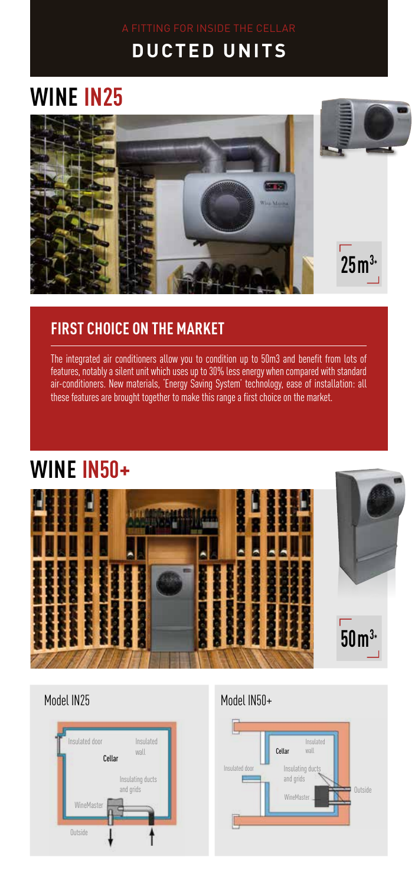A FITTING FOR INSIDE THE CELLAR

# DUCTED UNITS

## WINE IN25

$25m^{3*}$

### FIRST CHOICE ON THE MARKET

The integrated air conditioners allow you to condition up to 50m3 and benefit from lots of features, notably a silent unit which uses up to 30% less energy when compared with standard air-conditioners. New materials, 'Energy Saving System' technology, ease of installation: all these features are brought together to make this range a first choice on the market.

## WINE IN50+

$50m^{3*}$

Model IN25

Insulated door
Insulated wall
Cellar
Insulating ducts and grids
WineMaster
Outside

Model IN50+

Insulated wall
Cellar
Insulated door
Insulating ducts and grids
WineMaster
Outside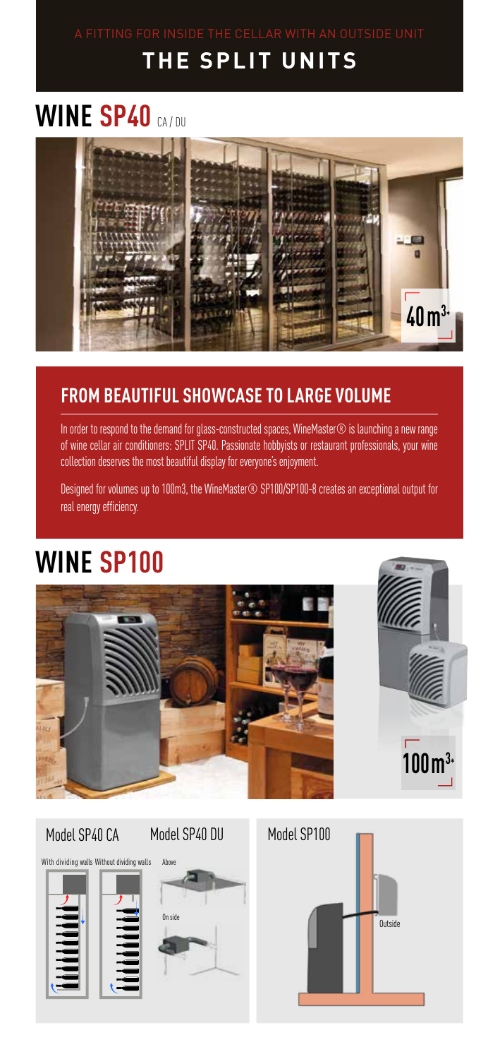A FITTING FOR INSIDE THE CELLAR WITH AN OUTSIDE UNIT

# THE SPLIT UNITS

## WINE SP40 CA / DU

40 m³*

### FROM BEAUTIFUL SHOWCASE TO LARGE VOLUME

In order to respond to the demand for glass-constructed spaces, WineMaster® is launching a new range of wine cellar air conditioners: SPLIT SP40. Passionate hobbyists or restaurant professionals, your wine collection deserves the most beautiful display for everyone's enjoyment.

Designed for volumes up to 100m3, the WineMaster® SP100/SP100-8 creates an exceptional output for real energy efficiency.

## WINE SP100

100 m³*

Model SP40 CA

With dividing walls Without dividing walls

Model SP40 DU

Above

On side

Model SP100

Outside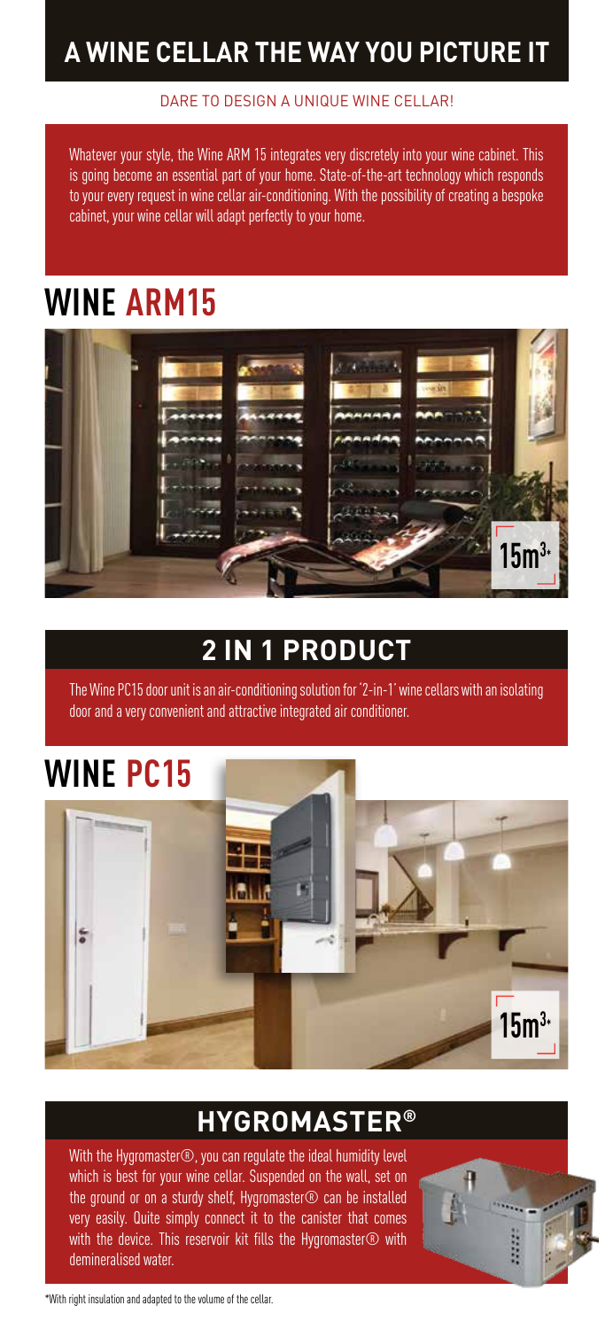# A WINE CELLAR THE WAY YOU PICTURE IT

DARE TO DESIGN A UNIQUE WINE CELLAR!

Whatever your style, the Wine ARM 15 integrates very discretely into your wine cabinet. This is going become an essential part of your home. State-of-the-art technology which responds to your every request in wine cellar air-conditioning. With the possibility of creating a bespoke cabinet, your wine cellar will adapt perfectly to your home.

## WINE ARM15

$15m^3$*

## 2 IN 1 PRODUCT

The Wine PC15 door unit is an air-conditioning solution for '2-in-1' wine cellars with an isolating door and a very convenient and attractive integrated air conditioner.

## WINE PC15

$15m^3$*

## HYGROMASTER®

With the Hygromaster®, you can regulate the ideal humidity level which is best for your wine cellar. Suspended on the wall, set on the ground or on a sturdy shelf, Hygromaster® can be installed very easily. Quite simply connect it to the canister that comes with the device. This reservoir kit fills the Hygromaster® with demineralised water.

*With right insulation and adapted to the volume of the cellar.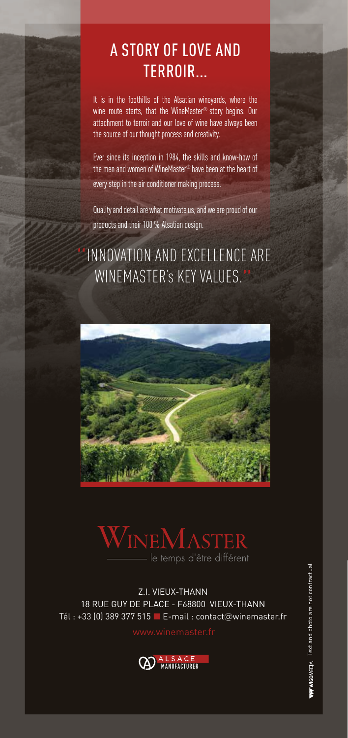## A STORY OF LOVE AND TERROIR...

It is in the foothills of the Alsatian wineyards, where the wine route starts, that the WineMaster® story begins. Our attachment to terroir and our love of wine have always been the source of our thought process and creativity.

Ever since its inception in 1984, the skills and know-how of the men and women of WineMaster® have been at the heart of every step in the air conditioner making process.

Quality and detail are what motivate us, and we are proud of our products and their 100 % Alsatian design.

"INNOVATION AND EXCELLENCE ARE WINEMASTER's KEY VALUES."

WINEMASTER
le temps d'être différent

Z.I. VIEUX-THANN
18 RUE GUY DE PLACE - F68800 VIEUX-THANN
Tél : +33 (0) 389 377 515 ■ E-mail : contact@winemaster.fr

www.winemaster.fr

ALSACE MANUFACTURER

WIGOMEDIA Text and photo are not contractual